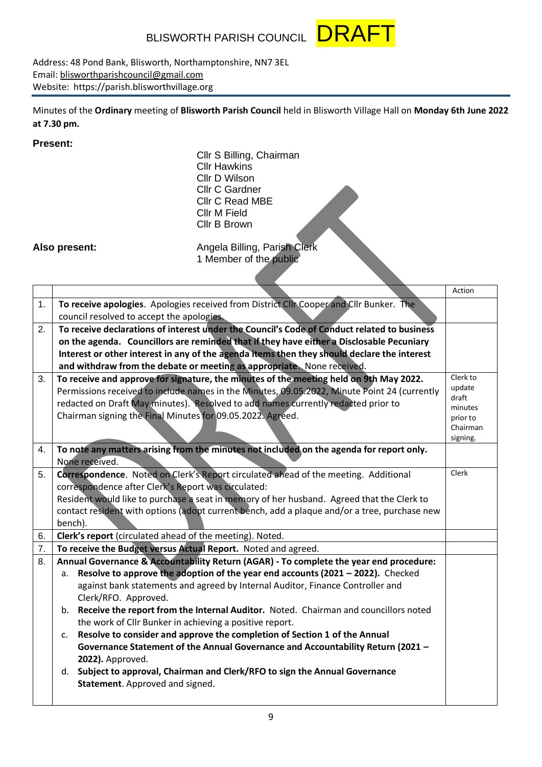# BLISWORTH PARISH COUNCIL DRAFT

Address: 48 Pond Bank, Blisworth, Northamptonshire, NN7 3EL
Email: blisworthparishcouncil@gmail.com
Website: https://parish.blisworthvillage.org

Minutes of the **Ordinary** meeting of **Blisworth Parish Council** held in Blisworth Village Hall on **Monday 6th June 2022 at 7.30 pm.**

**Present:**

Cllr S Billing, Chairman
Cllr Hawkins
Cllr D Wilson
Cllr C Gardner
Cllr C Read MBE
Cllr M Field
Cllr B Brown

**Also present:**

Angela Billing, Parish Clerk
1 Member of the public

| | | Action |
|---|---|---|
| 1. | **To receive apologies**. Apologies received from District Cllr Cooper and Cllr Bunker. The council resolved to accept the apologies. | |
| 2. | **To receive declarations of interest under the Council's Code of Conduct related to business on the agenda. Councillors are reminded that if they have either a Disclosable Pecuniary Interest or other interest in any of the agenda items then they should declare the interest and withdraw from the debate or meeting as appropriate.** None received. | |
| 3. | **To receive and approve for signature, the minutes of the meeting held on 9th May 2022.** Permissions received to include names in the Minutes, 09.05.2022, Minute Point 24 (currently redacted on Draft May minutes). Resolved to add names currently redacted prior to Chairman signing the Final Minutes for 09.05.2022. Agreed. | Clerk to update draft minutes prior to Chairman signing. |
| 4. | **To note any matters arising from the minutes not included on the agenda for report only.** None received. | |
| 5. | **Correspondence**. Noted on Clerk's Report circulated ahead of the meeting. Additional correspondence after Clerk's Report was circulated: Resident would like to purchase a seat in memory of her husband. Agreed that the Clerk to contact resident with options (adopt current bench, add a plaque and/or a tree, purchase new bench). | Clerk |
| 6. | **Clerk's report** (circulated ahead of the meeting). Noted. | |
| 7. | **To receive the Budget versus Actual Report.** Noted and agreed. | |
| 8. | **Annual Governance & Accountability Return (AGAR) - To complete the year end procedure:** a. **Resolve to approve the adoption of the year end accounts (2021 – 2022).** Checked against bank statements and agreed by Internal Auditor, Finance Controller and Clerk/RFO. Approved. b. **Receive the report from the Internal Auditor.** Noted. Chairman and councillors noted the work of Cllr Bunker in achieving a positive report. c. **Resolve to consider and approve the completion of Section 1 of the Annual Governance Statement of the Annual Governance and Accountability Return (2021 – 2022).** Approved. d. **Subject to approval, Chairman and Clerk/RFO to sign the Annual Governance Statement**. Approved and signed. | |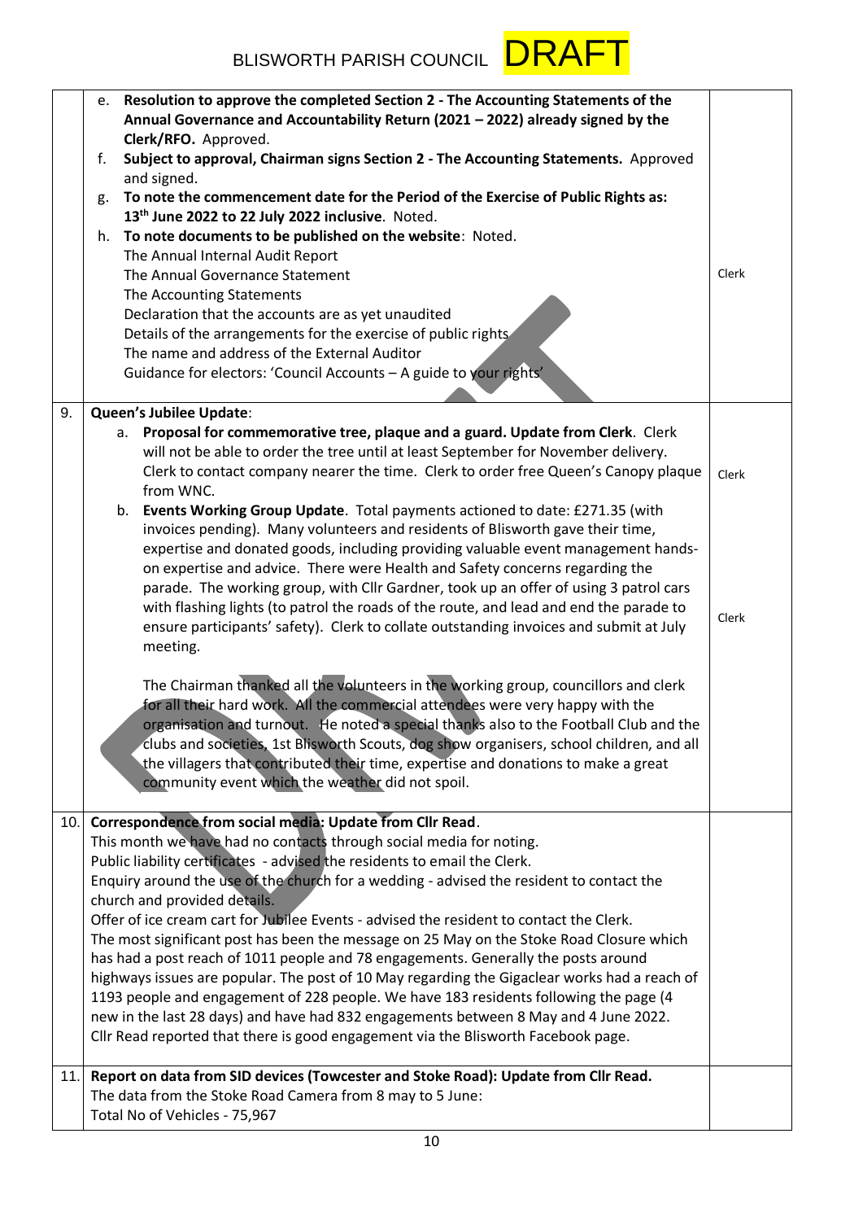| | | |
|---|---|---|
| | e. **Resolution to approve the completed Section 2 - The Accounting Statements of the Annual Governance and Accountability Return (2021 – 2022) already signed by the Clerk/RFO.** Approved.<br>f. **Subject to approval, Chairman signs Section 2 - The Accounting Statements.** Approved and signed.<br>g. **To note the commencement date for the Period of the Exercise of Public Rights as: 13th June 2022 to 22 July 2022 inclusive**. Noted.<br>h. **To note documents to be published on the website**: Noted.<br>The Annual Internal Audit Report<br>The Annual Governance Statement<br>The Accounting Statements<br>Declaration that the accounts are as yet unaudited<br>Details of the arrangements for the exercise of public rights<br>The name and address of the External Auditor<br>Guidance for electors: 'Council Accounts – A guide to your rights' | Clerk |
| 9. | **Queen's Jubilee Update**:<br>a. **Proposal for commemorative tree, plaque and a guard. Update from Clerk**. Clerk will not be able to order the tree until at least September for November delivery. Clerk to contact company nearer the time. Clerk to order free Queen's Canopy plaque from WNC.<br>b. **Events Working Group Update**. Total payments actioned to date: £271.35 (with invoices pending). Many volunteers and residents of Blisworth gave their time, expertise and donated goods, including providing valuable event management hands-on expertise and advice. There were Health and Safety concerns regarding the parade. The working group, with Cllr Gardner, took up an offer of using 3 patrol cars with flashing lights (to patrol the roads of the route, and lead and end the parade to ensure participants' safety). Clerk to collate outstanding invoices and submit at July meeting.<br><br>The Chairman thanked all the volunteers in the working group, councillors and clerk for all their hard work. All the commercial attendees were very happy with the organisation and turnout. He noted a special thanks also to the Football Club and the clubs and societies, 1st Blisworth Scouts, dog show organisers, school children, and all the villagers that contributed their time, expertise and donations to make a great community event which the weather did not spoil. | Clerk<br><br>Clerk |
| 10. | **Correspondence from social media: Update from Cllr Read**.<br>This month we have had no contacts through social media for noting.<br>Public liability certificates - advised the residents to email the Clerk.<br>Enquiry around the use of the church for a wedding - advised the resident to contact the church and provided details.<br>Offer of ice cream cart for Jubilee Events - advised the resident to contact the Clerk.<br>The most significant post has been the message on 25 May on the Stoke Road Closure which has had a post reach of 1011 people and 78 engagements. Generally the posts around highways issues are popular. The post of 10 May regarding the Gigaclear works had a reach of 1193 people and engagement of 228 people. We have 183 residents following the page (4 new in the last 28 days) and have had 832 engagements between 8 May and 4 June 2022.<br>Cllr Read reported that there is good engagement via the Blisworth Facebook page. | |
| 11. | **Report on data from SID devices (Towcester and Stoke Road): Update from Cllr Read.**<br>The data from the Stoke Road Camera from 8 may to 5 June:<br>Total No of Vehicles - 75,967 | |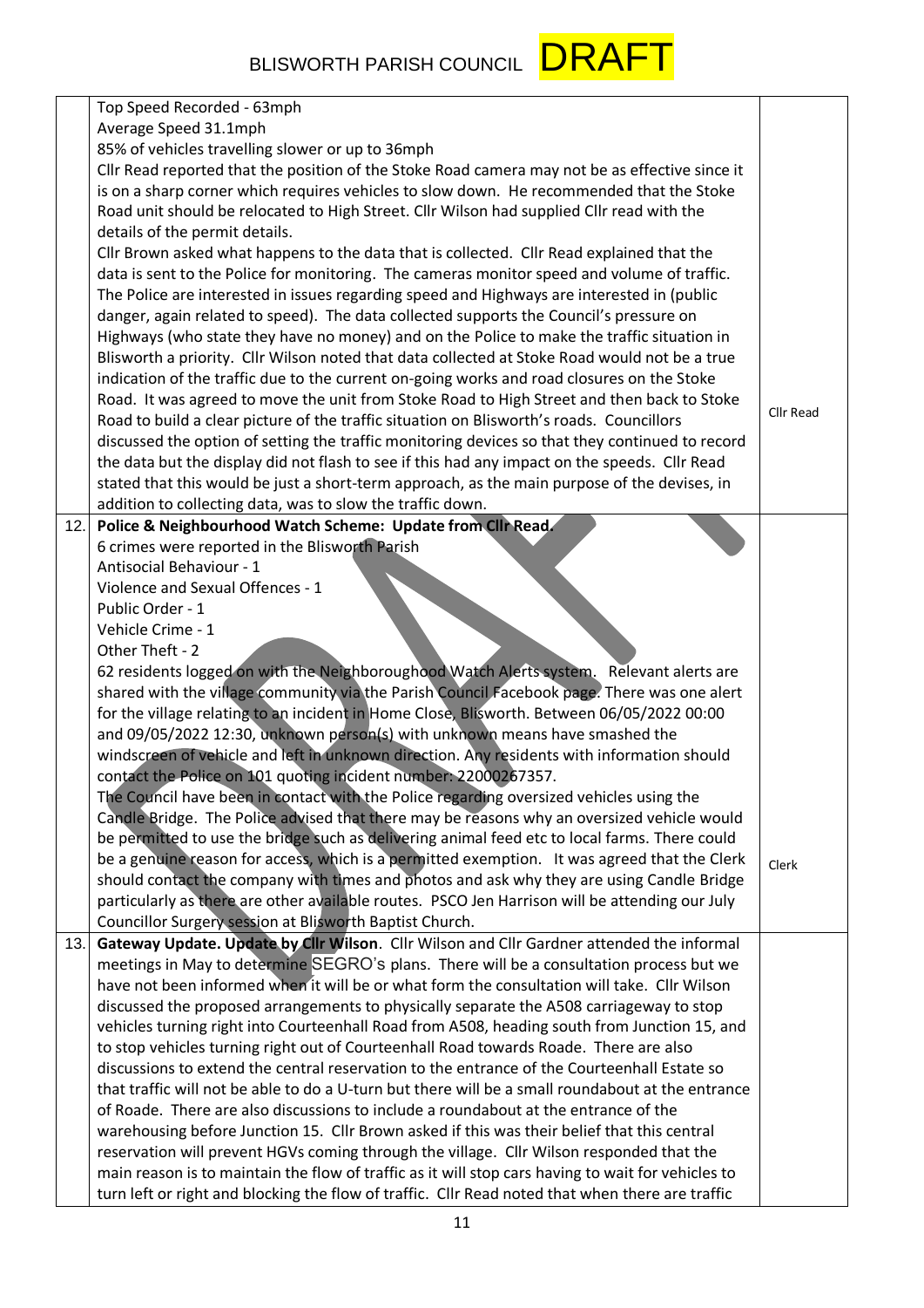| | | |
|---|---|---|
| | Top Speed Recorded - 63mph<br>Average Speed 31.1mph<br>85% of vehicles travelling slower or up to 36mph<br>Cllr Read reported that the position of the Stoke Road camera may not be as effective since it is on a sharp corner which requires vehicles to slow down. He recommended that the Stoke Road unit should be relocated to High Street. Cllr Wilson had supplied Cllr read with the details of the permit details.<br>Cllr Brown asked what happens to the data that is collected. Cllr Read explained that the data is sent to the Police for monitoring. The cameras monitor speed and volume of traffic. The Police are interested in issues regarding speed and Highways are interested in (public danger, again related to speed). The data collected supports the Council's pressure on Highways (who state they have no money) and on the Police to make the traffic situation in Blisworth a priority. Cllr Wilson noted that data collected at Stoke Road would not be a true indication of the traffic due to the current on-going works and road closures on the Stoke Road. It was agreed to move the unit from Stoke Road to High Street and then back to Stoke Road to build a clear picture of the traffic situation on Blisworth's roads. Councillors discussed the option of setting the traffic monitoring devices so that they continued to record the data but the display did not flash to see if this had any impact on the speeds. Cllr Read stated that this would be just a short-term approach, as the main purpose of the devises, in addition to collecting data, was to slow the traffic down. | Cllr Read |
| 12. | **Police & Neighbourhood Watch Scheme: Update from Cllr Read.**<br>6 crimes were reported in the Blisworth Parish<br>Antisocial Behaviour - 1<br>Violence and Sexual Offences - 1<br>Public Order - 1<br>Vehicle Crime - 1<br>Other Theft - 2<br>62 residents logged on with the Neighboroughood Watch Alerts system. Relevant alerts are shared with the village community via the Parish Council Facebook page. There was one alert for the village relating to an incident in Home Close, Blisworth. Between 06/05/2022 00:00 and 09/05/2022 12:30, unknown person(s) with unknown means have smashed the windscreen of vehicle and left in unknown direction. Any residents with information should contact the Police on 101 quoting incident number: 22000267357.<br>The Council have been in contact with the Police regarding oversized vehicles using the Candle Bridge. The Police advised that there may be reasons why an oversized vehicle would be permitted to use the bridge such as delivering animal feed etc to local farms. There could be a genuine reason for access, which is a permitted exemption. It was agreed that the Clerk should contact the company with times and photos and ask why they are using Candle Bridge particularly as there are other available routes. PSCO Jen Harrison will be attending our July Councillor Surgery session at Blisworth Baptist Church. | Clerk |
| 13. | **Gateway Update. Update by Cllr Wilson.** Cllr Wilson and Cllr Gardner attended the informal meetings in May to determine SEGRO's plans. There will be a consultation process but we have not been informed when it will be or what form the consultation will take. Cllr Wilson discussed the proposed arrangements to physically separate the A508 carriageway to stop vehicles turning right into Courteenhall Road from A508, heading south from Junction 15, and to stop vehicles turning right out of Courteenhall Road towards Roade. There are also discussions to extend the central reservation to the entrance of the Courteenhall Estate so that traffic will not be able to do a U-turn but there will be a small roundabout at the entrance of Roade. There are also discussions to include a roundabout at the entrance of the warehousing before Junction 15. Cllr Brown asked if this was their belief that this central reservation will prevent HGVs coming through the village. Cllr Wilson responded that the main reason is to maintain the flow of traffic as it will stop cars having to wait for vehicles to turn left or right and blocking the flow of traffic. Cllr Read noted that when there are traffic | |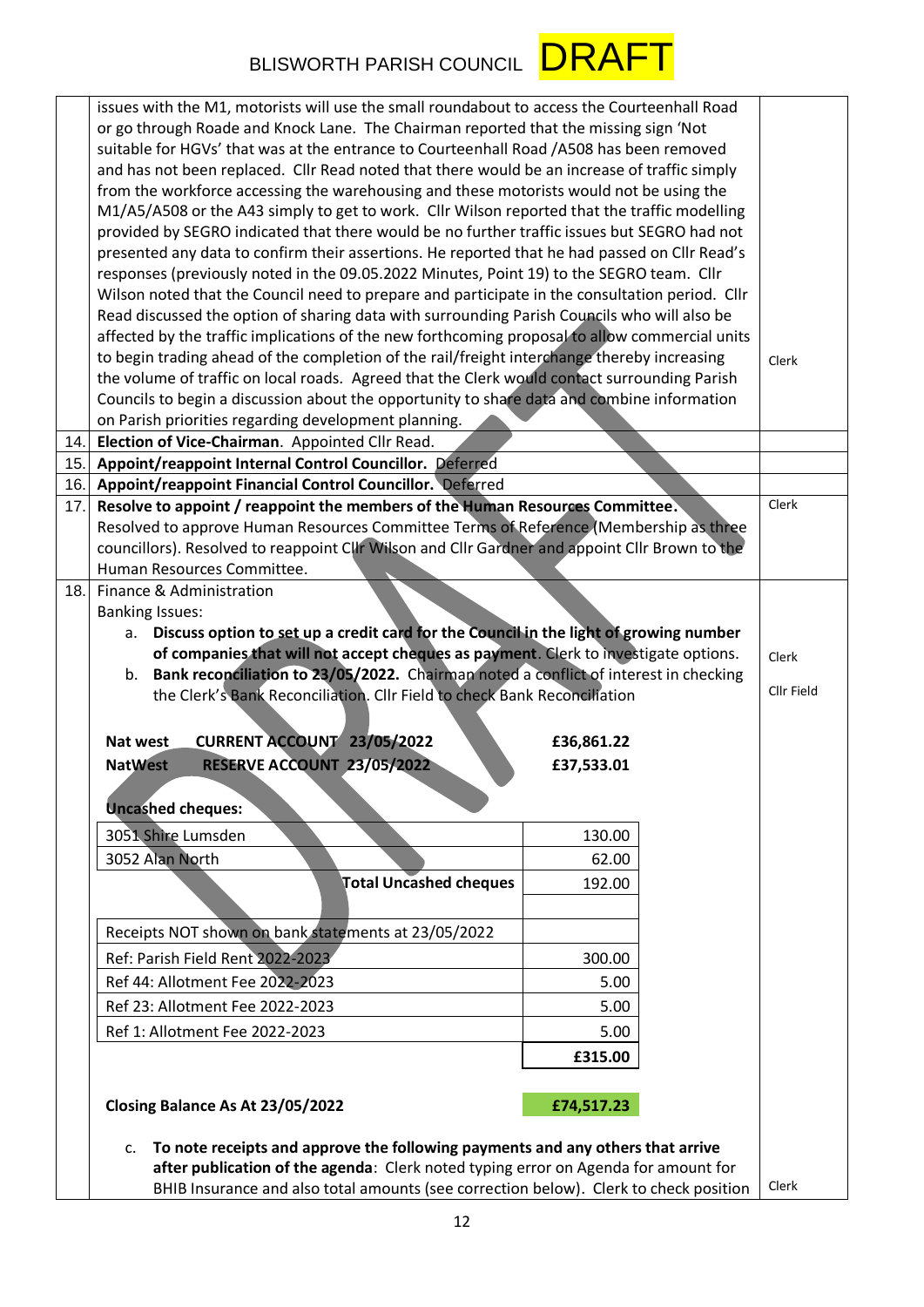| | | |
|---|---|---|
| | issues with the M1, motorists will use the small roundabout to access the Courteenhall Road or go through Roade and Knock Lane. The Chairman reported that the missing sign 'Not suitable for HGVs' that was at the entrance to Courteenhall Road /A508 has been removed and has not been replaced. Cllr Read noted that there would be an increase of traffic simply from the workforce accessing the warehousing and these motorists would not be using the M1/A5/A508 or the A43 simply to get to work. Cllr Wilson reported that the traffic modelling provided by SEGRO indicated that there would be no further traffic issues but SEGRO had not presented any data to confirm their assertions. He reported that he had passed on Cllr Read's responses (previously noted in the 09.05.2022 Minutes, Point 19) to the SEGRO team. Cllr Wilson noted that the Council need to prepare and participate in the consultation period. Cllr Read discussed the option of sharing data with surrounding Parish Councils who will also be affected by the traffic implications of the new forthcoming proposal to allow commercial units to begin trading ahead of the completion of the rail/freight interchange thereby increasing the volume of traffic on local roads. Agreed that the Clerk would contact surrounding Parish Councils to begin a discussion about the opportunity to share data and combine information on Parish priorities regarding development planning. | Clerk |
| 14. | **Election of Vice-Chairman.** Appointed Cllr Read. | |
| 15. | **Appoint/reappoint Internal Control Councillor.** Deferred | |
| 16. | **Appoint/reappoint Financial Control Councillor.** Deferred | |
| 17. | **Resolve to appoint / reappoint the members of the Human Resources Committee.** Resolved to approve Human Resources Committee Terms of Reference (Membership as three councillors). Resolved to reappoint Cllr Wilson and Cllr Gardner and appoint Cllr Brown to the Human Resources Committee. | Clerk |
| 18. | Finance & Administration<br>Banking Issues:<br>a. **Discuss option to set up a credit card for the Council in the light of growing number of companies that will not accept cheques as payment**. Clerk to investigate options.<br>b. **Bank reconciliation to 23/05/2022.** Chairman noted a conflict of interest in checking the Clerk's Bank Reconciliation. Cllr Field to check Bank Reconciliation | Clerk<br>Cllr Field |

| | |
|---|---|
| **Nat west CURRENT ACCOUNT 23/05/2022** | **£36,861.22** |
| **NatWest RESERVE ACCOUNT 23/05/2022** | **£37,533.01** |

**Uncashed cheques:**

| | |
|---|---|
| 3051 Shire Lumsden | 130.00 |
| 3052 Alan North | 62.00 |
| **Total Uncashed cheques** | 192.00 |
| | |
| Receipts NOT shown on bank statements at 23/05/2022 | |
| Ref: Parish Field Rent 2022-2023 | 300.00 |
| Ref 44: Allotment Fee 2022-2023 | 5.00 |
| Ref 23: Allotment Fee 2022-2023 | 5.00 |
| Ref 1: Allotment Fee 2022-2023 | 5.00 |
| | **£315.00** |

**Closing Balance As At 23/05/2022** **£74,517.23**

c. **To note receipts and approve the following payments and any others that arrive after publication of the agenda**: Clerk noted typing error on Agenda for amount for BHIB Insurance and also total amounts (see correction below). Clerk to check position — Clerk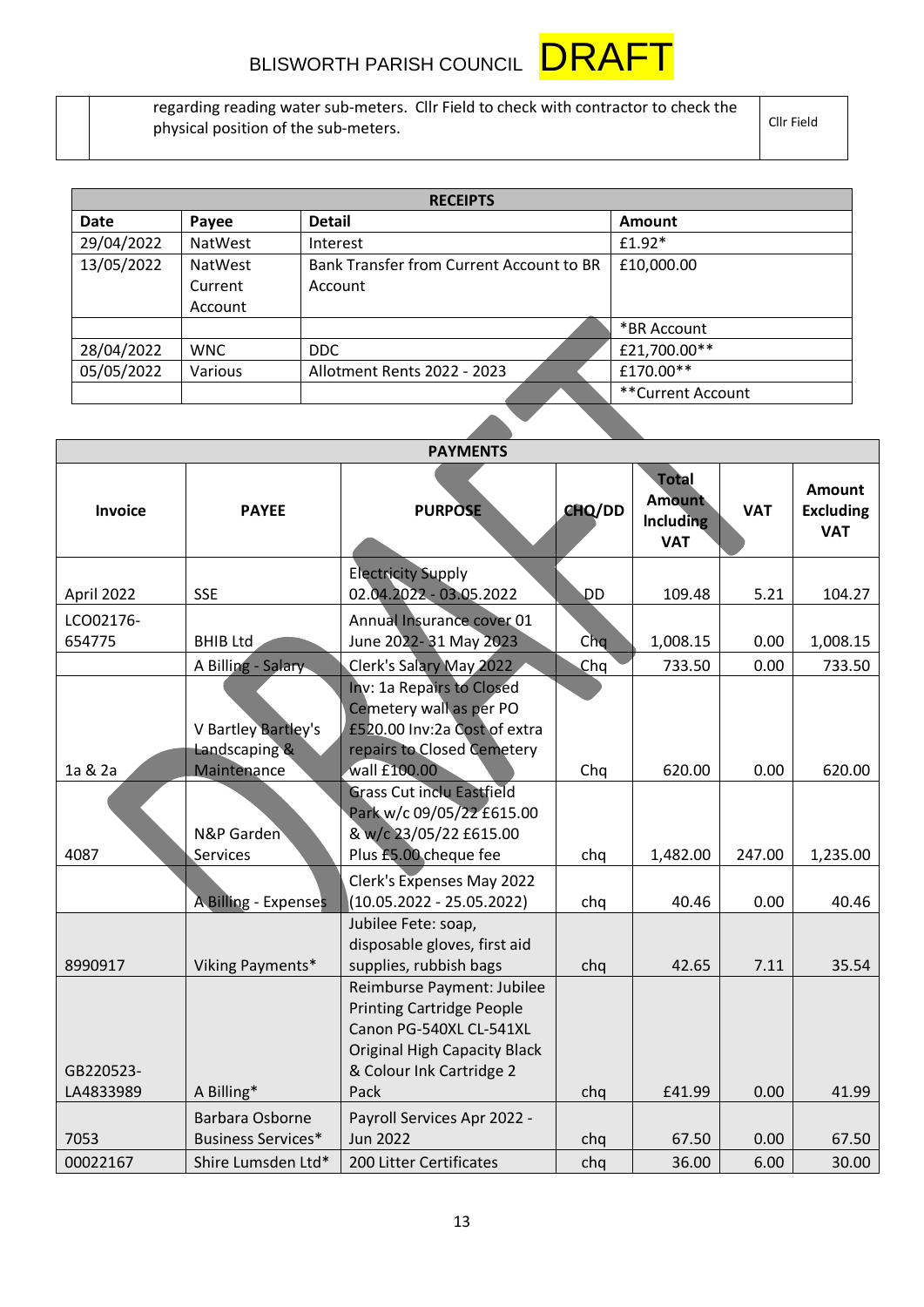| | regarding reading water sub-meters. Cllr Field to check with contractor to check the physical position of the sub-meters. | Cllr Field |
|---|---|---|

| RECEIPTS | | | |
|---|---|---|---|
| **Date** | **Payee** | **Detail** | **Amount** |
| 29/04/2022 | NatWest | Interest | £1.92* |
| 13/05/2022 | NatWest Current Account | Bank Transfer from Current Account to BR Account | £10,000.00 |
| | | | *BR Account |
| 28/04/2022 | WNC | DDC | £21,700.00** |
| 05/05/2022 | Various | Allotment Rents 2022 - 2023 | £170.00** |
| | | | **Current Account |

| PAYMENTS | | | | | | |
|---|---|---|---|---|---|---|
| **Invoice** | **PAYEE** | **PURPOSE** | **CHQ/DD** | **Total Amount Including VAT** | **VAT** | **Amount Excluding VAT** |
| April 2022 | SSE | Electricity Supply 02.04.2022 - 03.05.2022 | DD | 109.48 | 5.21 | 104.27 |
| LCO02176-654775 | BHIB Ltd | Annual Insurance cover 01 June 2022- 31 May 2023 | Chq | 1,008.15 | 0.00 | 1,008.15 |
| | A Billing - Salary | Clerk's Salary May 2022 | Chq | 733.50 | 0.00 | 733.50 |
| 1a & 2a | V Bartley Bartley's Landscaping & Maintenance | Inv: 1a Repairs to Closed Cemetery wall as per PO £520.00 Inv:2a Cost of extra repairs to Closed Cemetery wall £100.00 | Chq | 620.00 | 0.00 | 620.00 |
| 4087 | N&P Garden Services | Grass Cut inclu Eastfield Park w/c 09/05/22 £615.00 & w/c 23/05/22 £615.00 Plus £5.00 cheque fee | chq | 1,482.00 | 247.00 | 1,235.00 |
| | A Billing - Expenses | Clerk's Expenses May 2022 (10.05.2022 - 25.05.2022) | chq | 40.46 | 0.00 | 40.46 |
| 8990917 | Viking Payments* | Jubilee Fete: soap, disposable gloves, first aid supplies, rubbish bags | chq | 42.65 | 7.11 | 35.54 |
| GB220523-LA4833989 | A Billing* | Reimburse Payment: Jubilee Printing Cartridge People Canon PG-540XL CL-541XL Original High Capacity Black & Colour Ink Cartridge 2 Pack | chq | £41.99 | 0.00 | 41.99 |
| 7053 | Barbara Osborne Business Services* | Payroll Services Apr 2022 - Jun 2022 | chq | 67.50 | 0.00 | 67.50 |
| 00022167 | Shire Lumsden Ltd* | 200 Litter Certificates | chq | 36.00 | 6.00 | 30.00 |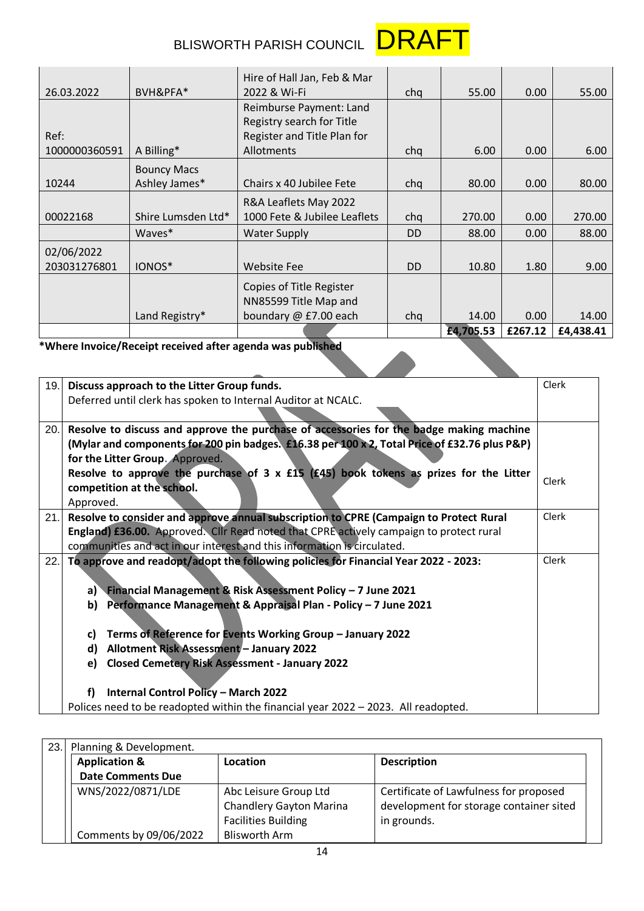| | | | | | | |
|---|---|---|---|---|---|---|
| 26.03.2022 | BVH&PFA* | Hire of Hall Jan, Feb & Mar 2022 & Wi-Fi | chq | 55.00 | 0.00 | 55.00 |
| Ref: 1000000360591 | A Billing* | Reimburse Payment: Land Registry search for Title Register and Title Plan for Allotments | chq | 6.00 | 0.00 | 6.00 |
| 10244 | Bouncy Macs Ashley James* | Chairs x 40 Jubilee Fete | chq | 80.00 | 0.00 | 80.00 |
| 00022168 | Shire Lumsden Ltd* | R&A Leaflets May 2022 1000 Fete & Jubilee Leaflets | chq | 270.00 | 0.00 | 270.00 |
| | Waves* | Water Supply | DD | 88.00 | 0.00 | 88.00 |
| 02/06/2022 203031276801 | IONOS* | Website Fee | DD | 10.80 | 1.80 | 9.00 |
| | Land Registry* | Copies of Title Register NN85599 Title Map and boundary @ £7.00 each | chq | 14.00 | 0.00 | 14.00 |
| | | | | **£4,705.53** | **£267.12** | **£4,438.41** |

**\*Where Invoice/Receipt received after agenda was published**

| | | |
|---|---|---|
| 19. | **Discuss approach to the Litter Group funds.**<br>Deferred until clerk has spoken to Internal Auditor at NCALC. | Clerk |
| 20. | **Resolve to discuss and approve the purchase of accessories for the badge making machine (Mylar and components for 200 pin badges. £16.38 per 100 x 2, Total Price of £32.76 plus P&P) for the Litter Group.** Approved.<br>**Resolve to approve the purchase of 3 x £15 (£45) book tokens as prizes for the Litter competition at the school.**<br>Approved. | Clerk |
| 21. | **Resolve to consider and approve annual subscription to CPRE (Campaign to Protect Rural England) £36.00.** Approved. Cllr Read noted that CPRE actively campaign to protect rural communities and act in our interest and this information is circulated. | Clerk |
| 22. | **To approve and readopt/adopt the following policies for Financial Year 2022 - 2023:**<br><br>**a) Financial Management & Risk Assessment Policy – 7 June 2021**<br>**b) Performance Management & Appraisal Plan - Policy – 7 June 2021**<br><br>**c) Terms of Reference for Events Working Group – January 2022**<br>**d) Allotment Risk Assessment – January 2022**<br>**e) Closed Cemetery Risk Assessment - January 2022**<br><br>**f) Internal Control Policy – March 2022**<br>Polices need to be readopted within the financial year 2022 – 2023. All readopted. | Clerk |

23. Planning & Development.

| Application & Date Comments Due | Location | Description |
|---|---|---|
| WNS/2022/0871/LDE<br><br>Comments by 09/06/2022 | Abc Leisure Group Ltd<br>Chandlery Gayton Marina<br>Facilities Building<br>Blisworth Arm | Certificate of Lawfulness for proposed development for storage container sited in grounds. |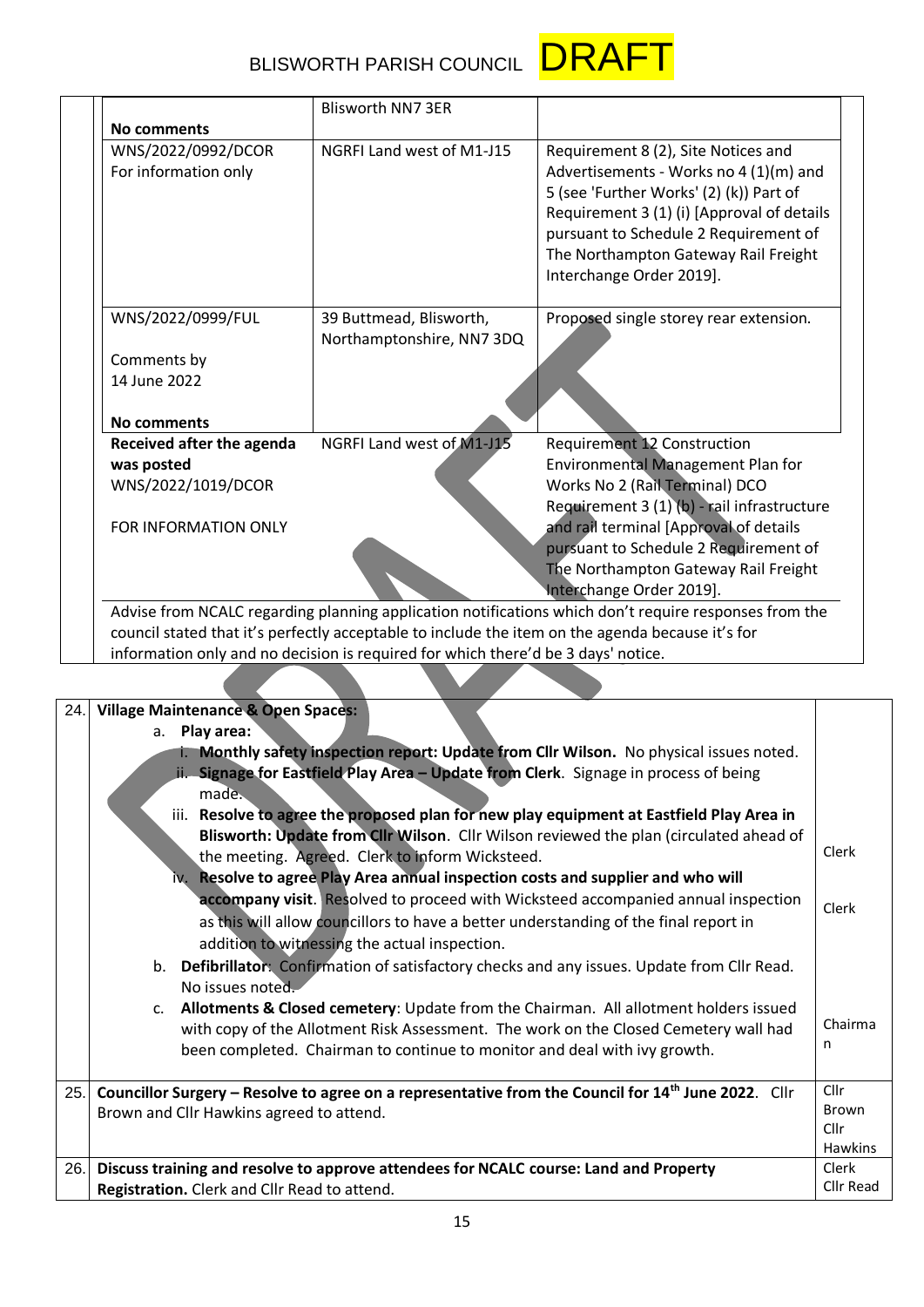| | | |
|---|---|---|
| **No comments** | Blisworth NN7 3ER | |
| WNS/2022/0992/DCOR<br>For information only | NGRFI Land west of M1-J15 | Requirement 8 (2), Site Notices and Advertisements - Works no 4 (1)(m) and 5 (see 'Further Works' (2) (k)) Part of Requirement 3 (1) (i) [Approval of details pursuant to Schedule 2 Requirement of The Northampton Gateway Rail Freight Interchange Order 2019]. |
| WNS/2022/0999/FUL<br><br>Comments by<br>14 June 2022<br><br>**No comments** | 39 Buttmead, Blisworth, Northamptonshire, NN7 3DQ | Proposed single storey rear extension. |
| **Received after the agenda was posted**<br>WNS/2022/1019/DCOR<br><br>FOR INFORMATION ONLY | NGRFI Land west of M1-J15 | Requirement 12 Construction Environmental Management Plan for Works No 2 (Rail Terminal) DCO Requirement 3 (1) (b) - rail infrastructure and rail terminal [Approval of details pursuant to Schedule 2 Requirement of The Northampton Gateway Rail Freight Interchange Order 2019]. |

Advise from NCALC regarding planning application notifications which don't require responses from the council stated that it's perfectly acceptable to include the item on the agenda because it's for information only and no decision is required for which there'd be 3 days' notice.

| | | |
|---|---|---|
| 24. | **Village Maintenance & Open Spaces:**<br>a. **Play area:**<br>i. **Monthly safety inspection report: Update from Cllr Wilson.** No physical issues noted.<br>ii. **Signage for Eastfield Play Area – Update from Clerk**. Signage in process of being made.<br>iii. **Resolve to agree the proposed plan for new play equipment at Eastfield Play Area in Blisworth: Update from Cllr Wilson**. Cllr Wilson reviewed the plan (circulated ahead of the meeting. Agreed. Clerk to inform Wicksteed.<br>iv. **Resolve to agree Play Area annual inspection costs and supplier and who will accompany visit**. Resolved to proceed with Wicksteed accompanied annual inspection as this will allow councillors to have a better understanding of the final report in addition to witnessing the actual inspection.<br>b. **Defibrillator**: Confirmation of satisfactory checks and any issues. Update from Cllr Read. No issues noted.<br>c. **Allotments & Closed cemetery**: Update from the Chairman. All allotment holders issued with copy of the Allotment Risk Assessment. The work on the Closed Cemetery wall had been completed. Chairman to continue to monitor and deal with ivy growth. | Clerk<br><br>Clerk<br><br>Chairman |
| 25. | **Councillor Surgery – Resolve to agree on a representative from the Council for 14th June 2022**. Cllr Brown and Cllr Hawkins agreed to attend. | Cllr Brown<br>Cllr Hawkins |
| 26. | **Discuss training and resolve to approve attendees for NCALC course: Land and Property Registration.** Clerk and Cllr Read to attend. | Clerk<br>Cllr Read |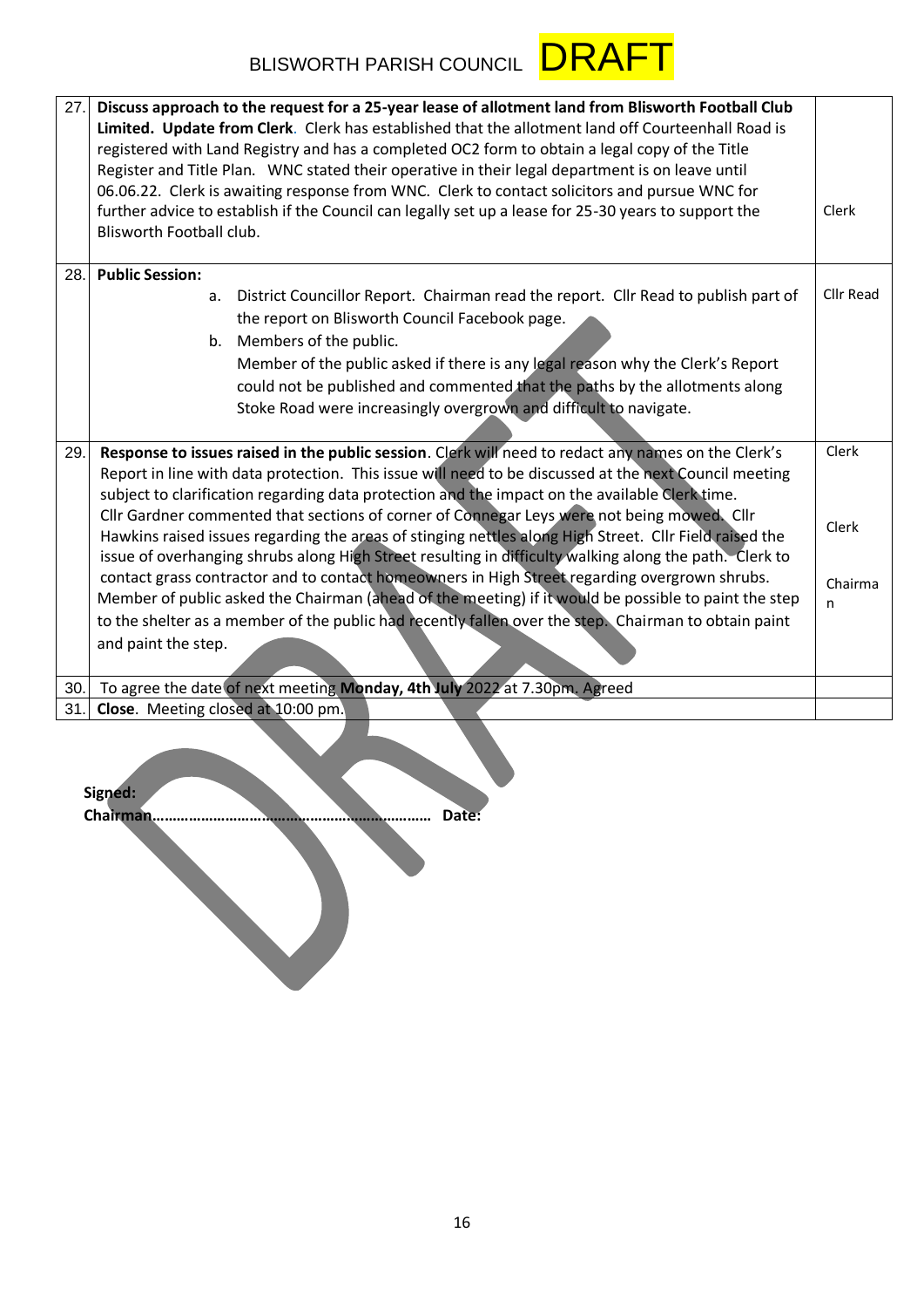BLISWORTH PARISH COUNCIL **DRAFT**

| | | |
|---|---|---|
| 27. | **Discuss approach to the request for a 25-year lease of allotment land from Blisworth Football Club Limited. Update from Clerk**. Clerk has established that the allotment land off Courteenhall Road is registered with Land Registry and has a completed OC2 form to obtain a legal copy of the Title Register and Title Plan. WNC stated their operative in their legal department is on leave until 06.06.22. Clerk is awaiting response from WNC. Clerk to contact solicitors and pursue WNC for further advice to establish if the Council can legally set up a lease for 25-30 years to support the Blisworth Football club. | Clerk |
| 28. | **Public Session:**<br>a. District Councillor Report. Chairman read the report. Cllr Read to publish part of the report on Blisworth Council Facebook page.<br>b. Members of the public.<br>Member of the public asked if there is any legal reason why the Clerk's Report could not be published and commented that the paths by the allotments along Stoke Road were increasingly overgrown and difficult to navigate. | Cllr Read |
| 29. | **Response to issues raised in the public session**. Clerk will need to redact any names on the Clerk's Report in line with data protection. This issue will need to be discussed at the next Council meeting subject to clarification regarding data protection and the impact on the available Clerk time.<br>Cllr Gardner commented that sections of corner of Connegar Leys were not being mowed. Cllr Hawkins raised issues regarding the areas of stinging nettles along High Street. Cllr Field raised the issue of overhanging shrubs along High Street resulting in difficulty walking along the path. Clerk to contact grass contractor and to contact homeowners in High Street regarding overgrown shrubs.<br>Member of public asked the Chairman (ahead of the meeting) if it would be possible to paint the step to the shelter as a member of the public had recently fallen over the step. Chairman to obtain paint and paint the step. | Clerk<br><br>Clerk<br><br>Chairman |
| 30. | To agree the date of next meeting **Monday, 4th July** 2022 at 7.30pm. Agreed | |
| 31. | **Close**. Meeting closed at 10:00 pm. | |

**Signed: Chairman……………………………………………………… Date:**